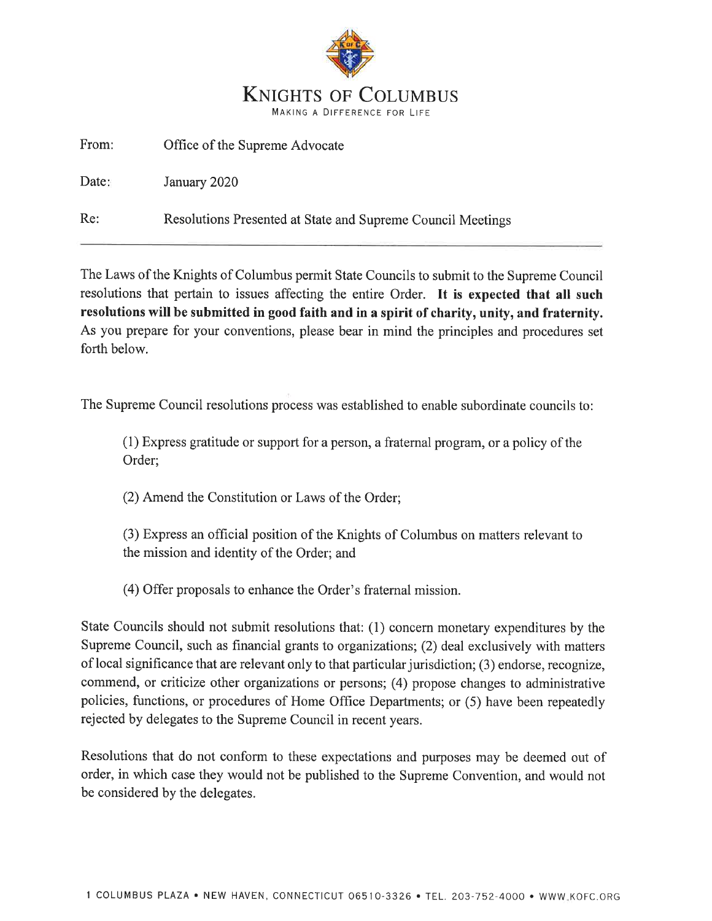# KNIGHTS OF COLUMBUS

MAKING A DIFFERENCE FOR LIFE

From: Office of the Supreme Advocate

Date: January 2020

Re: Resolutions Presented at State and Supreme Council Meetings

---

The Laws of the Knights of Columbus permit State Councils to submit to the Supreme Council resolutions that pertain to issues affecting the entire Order. **It is expected that all such resolutions will be submitted in good faith and in a spirit of charity, unity, and fraternity.** As you prepare for your conventions, please bear in mind the principles and procedures set forth below.

The Supreme Council resolutions process was established to enable subordinate councils to:

(1) Express gratitude or support for a person, a fraternal program, or a policy of the Order;

(2) Amend the Constitution or Laws of the Order;

(3) Express an official position of the Knights of Columbus on matters relevant to the mission and identity of the Order; and

(4) Offer proposals to enhance the Order's fraternal mission.

State Councils should not submit resolutions that: (1) concern monetary expenditures by the Supreme Council, such as financial grants to organizations; (2) deal exclusively with matters of local significance that are relevant only to that particular jurisdiction; (3) endorse, recognize, commend, or criticize other organizations or persons; (4) propose changes to administrative policies, functions, or procedures of Home Office Departments; or (5) have been repeatedly rejected by delegates to the Supreme Council in recent years.

Resolutions that do not conform to these expectations and purposes may be deemed out of order, in which case they would not be published to the Supreme Convention, and would not be considered by the delegates.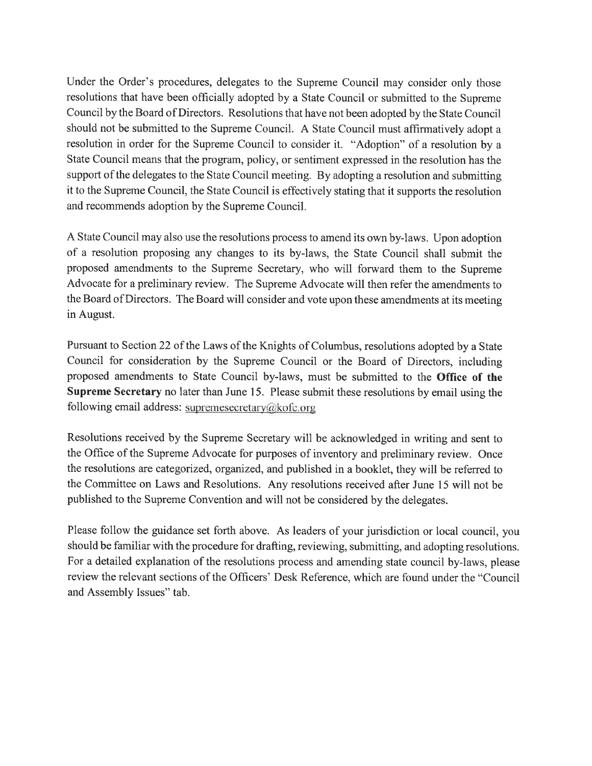Under the Order's procedures, delegates to the Supreme Council may consider only those resolutions that have been officially adopted by a State Council or submitted to the Supreme Council by the Board of Directors. Resolutions that have not been adopted by the State Council should not be submitted to the Supreme Council. A State Council must affirmatively adopt a resolution in order for the Supreme Council to consider it. "Adoption" of a resolution by a State Council means that the program, policy, or sentiment expressed in the resolution has the support of the delegates to the State Council meeting. By adopting a resolution and submitting it to the Supreme Council, the State Council is effectively stating that it supports the resolution and recommends adoption by the Supreme Council.

A State Council may also use the resolutions process to amend its own by-laws. Upon adoption of a resolution proposing any changes to its by-laws, the State Council shall submit the proposed amendments to the Supreme Secretary, who will forward them to the Supreme Advocate for a preliminary review. The Supreme Advocate will then refer the amendments to the Board of Directors. The Board will consider and vote upon these amendments at its meeting in August.

Pursuant to Section 22 of the Laws of the Knights of Columbus, resolutions adopted by a State Council for consideration by the Supreme Council or the Board of Directors, including proposed amendments to State Council by-laws, must be submitted to the **Office of the Supreme Secretary** no later than June 15. Please submit these resolutions by email using the following email address: supremesecretary@kofc.org

Resolutions received by the Supreme Secretary will be acknowledged in writing and sent to the Office of the Supreme Advocate for purposes of inventory and preliminary review. Once the resolutions are categorized, organized, and published in a booklet, they will be referred to the Committee on Laws and Resolutions. Any resolutions received after June 15 will not be published to the Supreme Convention and will not be considered by the delegates.

Please follow the guidance set forth above. As leaders of your jurisdiction or local council, you should be familiar with the procedure for drafting, reviewing, submitting, and adopting resolutions. For a detailed explanation of the resolutions process and amending state council by-laws, please review the relevant sections of the Officers' Desk Reference, which are found under the "Council and Assembly Issues" tab.